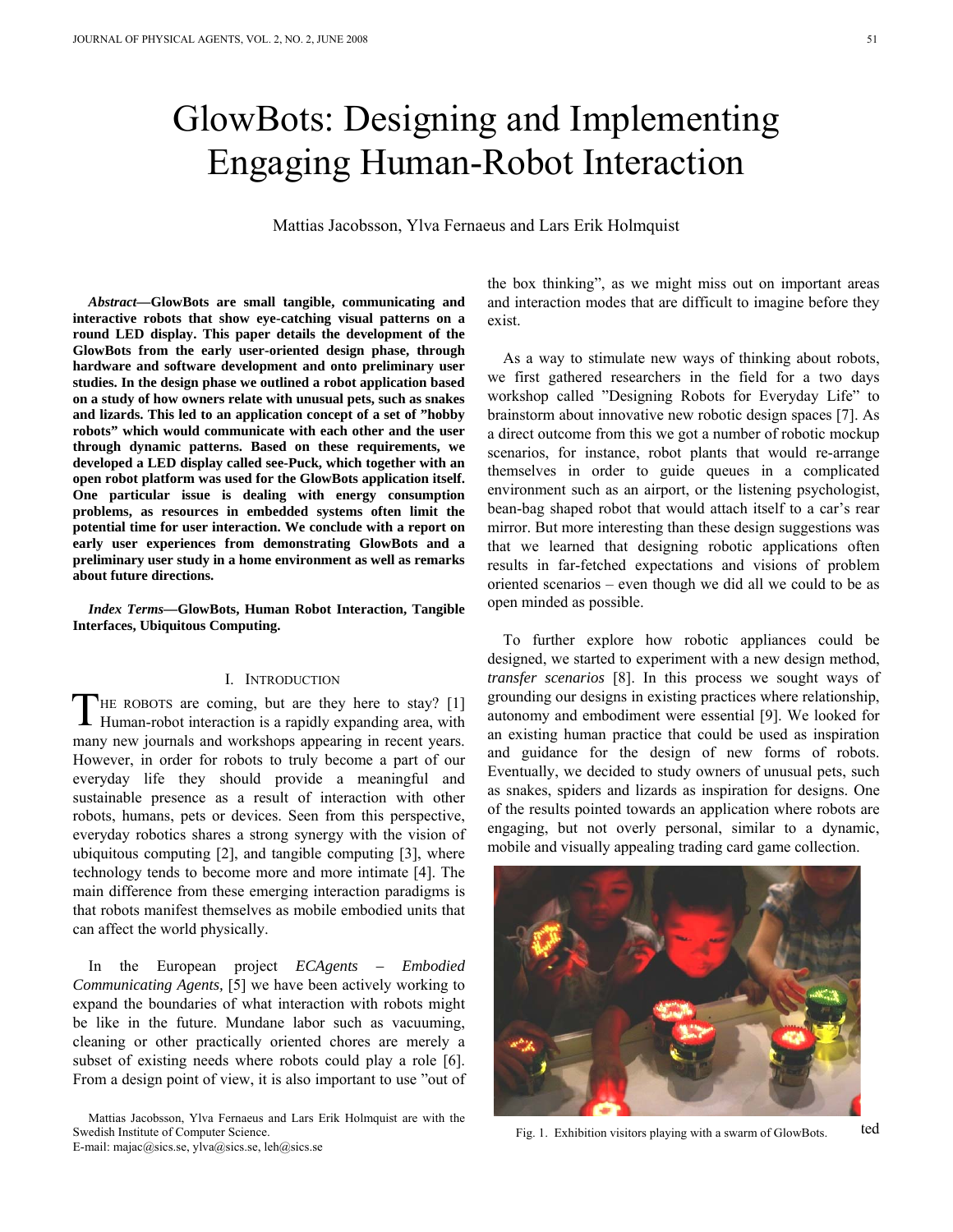# GlowBots: Designing and Implementing Engaging Human-Robot Interaction

Mattias Jacobsson, Ylva Fernaeus and Lars Erik Holmquist

***Abstract*—GlowBots are small tangible, communicating and interactive robots that show eye-catching visual patterns on a round LED display. This paper details the development of the GlowBots from the early user-oriented design phase, through hardware and software development and onto preliminary user studies. In the design phase we outlined a robot application based on a study of how owners relate with unusual pets, such as snakes and lizards. This led to an application concept of a set of "hobby robots" which would communicate with each other and the user through dynamic patterns. Based on these requirements, we developed a LED display called see-Puck, which together with an open robot platform was used for the GlowBots application itself. One particular issue is dealing with energy consumption problems, as resources in embedded systems often limit the potential time for user interaction. We conclude with a report on early user experiences from demonstrating GlowBots and a preliminary user study in a home environment as well as remarks about future directions.**

***Index Terms*—GlowBots, Human Robot Interaction, Tangible Interfaces, Ubiquitous Computing.**

## I. Introduction

THE ROBOTS are coming, but are they here to stay? [1] Human-robot interaction is a rapidly expanding area, with many new journals and workshops appearing in recent years. However, in order for robots to truly become a part of our everyday life they should provide a meaningful and sustainable presence as a result of interaction with other robots, humans, pets or devices. Seen from this perspective, everyday robotics shares a strong synergy with the vision of ubiquitous computing [2], and tangible computing [3], where technology tends to become more and more intimate [4]. The main difference from these emerging interaction paradigms is that robots manifest themselves as mobile embodied units that can affect the world physically.

In the European project *ECAgents – Embodied Communicating Agents,* [5] we have been actively working to expand the boundaries of what interaction with robots might be like in the future. Mundane labor such as vacuuming, cleaning or other practically oriented chores are merely a subset of existing needs where robots could play a role [6]. From a design point of view, it is also important to use "out of the box thinking", as we might miss out on important areas and interaction modes that are difficult to imagine before they exist.

As a way to stimulate new ways of thinking about robots, we first gathered researchers in the field for a two days workshop called "Designing Robots for Everyday Life" to brainstorm about innovative new robotic design spaces [7]. As a direct outcome from this we got a number of robotic mockup scenarios, for instance, robot plants that would re-arrange themselves in order to guide queues in a complicated environment such as an airport, or the listening psychologist, bean-bag shaped robot that would attach itself to a car's rear mirror. But more interesting than these design suggestions was that we learned that designing robotic applications often results in far-fetched expectations and visions of problem oriented scenarios – even though we did all we could to be as open minded as possible.

To further explore how robotic appliances could be designed, we started to experiment with a new design method, *transfer scenarios* [8]. In this process we sought ways of grounding our designs in existing practices where relationship, autonomy and embodiment were essential [9]. We looked for an existing human practice that could be used as inspiration and guidance for the design of new forms of robots. Eventually, we decided to study owners of unusual pets, such as snakes, spiders and lizards as inspiration for designs. One of the results pointed towards an application where robots are engaging, but not overly personal, similar to a dynamic, mobile and visually appealing trading card game collection.

Fig. 1. Exhibition visitors playing with a swarm of GlowBots.

Mattias Jacobsson, Ylva Fernaeus and Lars Erik Holmquist are with the Swedish Institute of Computer Science.
E-mail: majac@sics.se, ylva@sics.se, leh@sics.se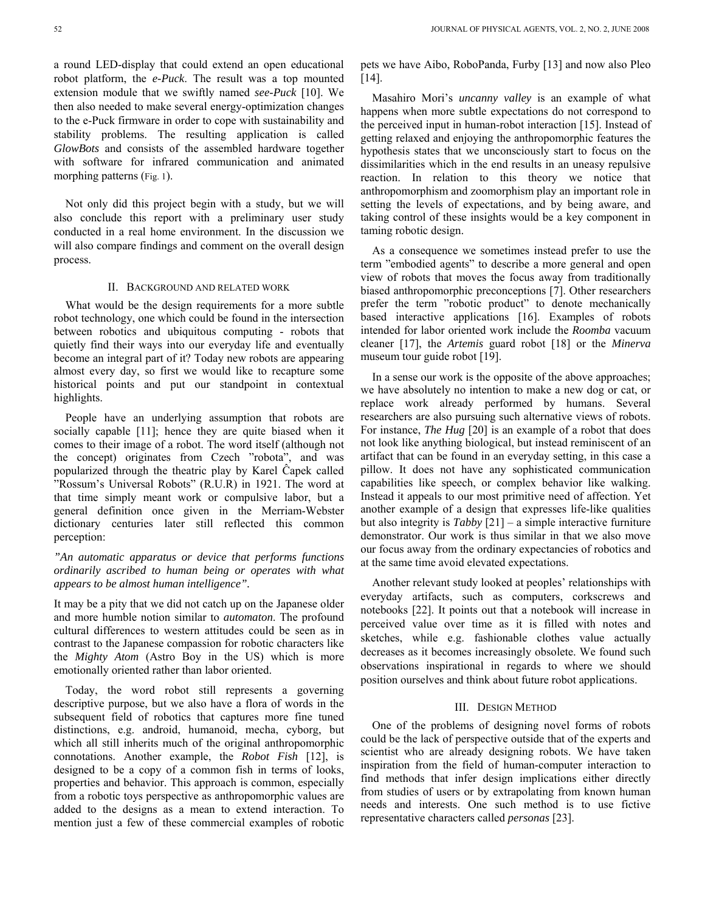a round LED-display that could extend an open educational robot platform, the *e-Puck*. The result was a top mounted extension module that we swiftly named *see-Puck* [10]. We then also needed to make several energy-optimization changes to the e-Puck firmware in order to cope with sustainability and stability problems. The resulting application is called *GlowBots* and consists of the assembled hardware together with software for infrared communication and animated morphing patterns (Fig. 1).

Not only did this project begin with a study, but we will also conclude this report with a preliminary user study conducted in a real home environment. In the discussion we will also compare findings and comment on the overall design process.

## II. Background and Related Work

What would be the design requirements for a more subtle robot technology, one which could be found in the intersection between robotics and ubiquitous computing - robots that quietly find their ways into our everyday life and eventually become an integral part of it? Today new robots are appearing almost every day, so first we would like to recapture some historical points and put our standpoint in contextual highlights.

People have an underlying assumption that robots are socially capable [11]; hence they are quite biased when it comes to their image of a robot. The word itself (although not the concept) originates from Czech "robota", and was popularized through the theatric play by Karel Ĉapek called "Rossum's Universal Robots" (R.U.R) in 1921. The word at that time simply meant work or compulsive labor, but a general definition once given in the Merriam-Webster dictionary centuries later still reflected this common perception:

*"An automatic apparatus or device that performs functions ordinarily ascribed to human being or operates with what appears to be almost human intelligence".*

It may be a pity that we did not catch up on the Japanese older and more humble notion similar to *automaton*. The profound cultural differences to western attitudes could be seen as in contrast to the Japanese compassion for robotic characters like the *Mighty Atom* (Astro Boy in the US) which is more emotionally oriented rather than labor oriented.

Today, the word robot still represents a governing descriptive purpose, but we also have a flora of words in the subsequent field of robotics that captures more fine tuned distinctions, e.g. android, humanoid, mecha, cyborg, but which all still inherits much of the original anthropomorphic connotations. Another example, the *Robot Fish* [12], is designed to be a copy of a common fish in terms of looks, properties and behavior. This approach is common, especially from a robotic toys perspective as anthropomorphic values are added to the designs as a mean to extend interaction. To mention just a few of these commercial examples of robotic pets we have Aibo, RoboPanda, Furby [13] and now also Pleo [14].

Masahiro Mori's *uncanny valley* is an example of what happens when more subtle expectations do not correspond to the perceived input in human-robot interaction [15]. Instead of getting relaxed and enjoying the anthropomorphic features the hypothesis states that we unconsciously start to focus on the dissimilarities which in the end results in an uneasy repulsive reaction. In relation to this theory we notice that anthropomorphism and zoomorphism play an important role in setting the levels of expectations, and by being aware, and taking control of these insights would be a key component in taming robotic design.

As a consequence we sometimes instead prefer to use the term "embodied agents" to describe a more general and open view of robots that moves the focus away from traditionally biased anthropomorphic preconceptions [7]. Other researchers prefer the term "robotic product" to denote mechanically based interactive applications [16]. Examples of robots intended for labor oriented work include the *Roomba* vacuum cleaner [17], the *Artemis* guard robot [18] or the *Minerva* museum tour guide robot [19].

In a sense our work is the opposite of the above approaches; we have absolutely no intention to make a new dog or cat, or replace work already performed by humans. Several researchers are also pursuing such alternative views of robots. For instance, ***The Hug*** [20] is an example of a robot that does not look like anything biological, but instead reminiscent of an artifact that can be found in an everyday setting, in this case a pillow. It does not have any sophisticated communication capabilities like speech, or complex behavior like walking. Instead it appeals to our most primitive need of affection. Yet another example of a design that expresses life-like qualities but also integrity is ***Tabby*** [21] – a simple interactive furniture demonstrator. Our work is thus similar in that we also move our focus away from the ordinary expectancies of robotics and at the same time avoid elevated expectations.

Another relevant study looked at peoples' relationships with everyday artifacts, such as computers, corkscrews and notebooks [22]. It points out that a notebook will increase in perceived value over time as it is filled with notes and sketches, while e.g. fashionable clothes value actually decreases as it becomes increasingly obsolete. We found such observations inspirational in regards to where we should position ourselves and think about future robot applications.

## III. Design Method

One of the problems of designing novel forms of robots could be the lack of perspective outside that of the experts and scientist who are already designing robots. We have taken inspiration from the field of human-computer interaction to find methods that infer design implications either directly from studies of users or by extrapolating from known human needs and interests. One such method is to use fictive representative characters called *personas* [23].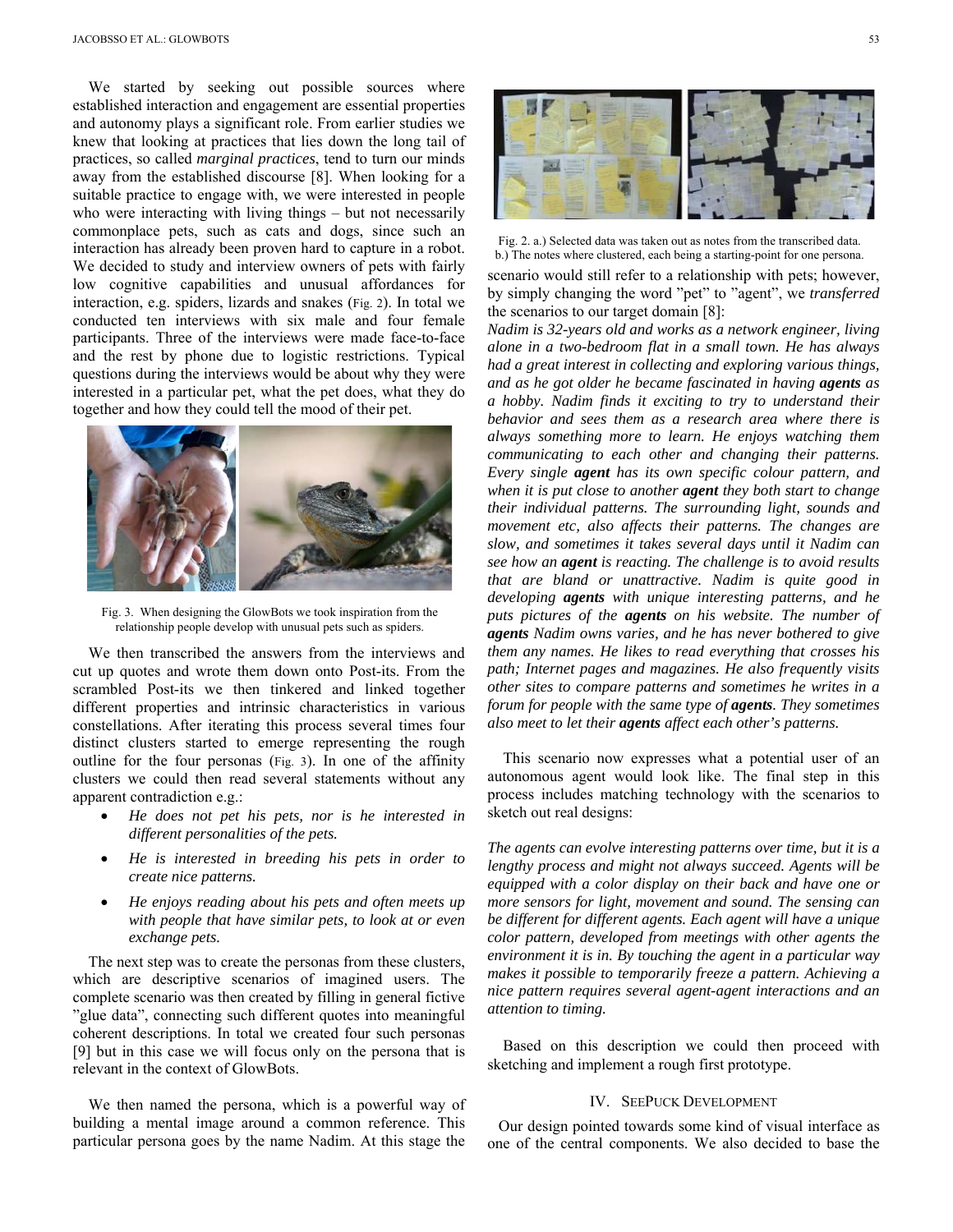We started by seeking out possible sources where established interaction and engagement are essential properties and autonomy plays a significant role. From earlier studies we knew that looking at practices that lies down the long tail of practices, so called *marginal practices*, tend to turn our minds away from the established discourse [8]. When looking for a suitable practice to engage with, we were interested in people who were interacting with living things – but not necessarily commonplace pets, such as cats and dogs, since such an interaction has already been proven hard to capture in a robot. We decided to study and interview owners of pets with fairly low cognitive capabilities and unusual affordances for interaction, e.g. spiders, lizards and snakes (Fig. 2). In total we conducted ten interviews with six male and four female participants. Three of the interviews were made face-to-face and the rest by phone due to logistic restrictions. Typical questions during the interviews would be about why they were interested in a particular pet, what the pet does, what they do together and how they could tell the mood of their pet.

Fig. 3. When designing the GlowBots we took inspiration from the relationship people develop with unusual pets such as spiders.

We then transcribed the answers from the interviews and cut up quotes and wrote them down onto Post-its. From the scrambled Post-its we then tinkered and linked together different properties and intrinsic characteristics in various constellations. After iterating this process several times four distinct clusters started to emerge representing the rough outline for the four personas (Fig. 3). In one of the affinity clusters we could then read several statements without any apparent contradiction e.g.:

- *He does not pet his pets, nor is he interested in different personalities of the pets.*
- *He is interested in breeding his pets in order to create nice patterns.*
- *He enjoys reading about his pets and often meets up with people that have similar pets, to look at or even exchange pets.*

The next step was to create the personas from these clusters, which are descriptive scenarios of imagined users. The complete scenario was then created by filling in general fictive "glue data", connecting such different quotes into meaningful coherent descriptions. In total we created four such personas [9] but in this case we will focus only on the persona that is relevant in the context of GlowBots.

We then named the persona, which is a powerful way of building a mental image around a common reference. This particular persona goes by the name Nadim. At this stage the scenario would still refer to a relationship with pets; however, by simply changing the word "pet" to "agent", we *transferred* the scenarios to our target domain [8]:

Fig. 2. a.) Selected data was taken out as notes from the transcribed data. b.) The notes where clustered, each being a starting-point for one persona.

*Nadim is 32-years old and works as a network engineer, living alone in a two-bedroom flat in a small town. He has always had a great interest in collecting and exploring various things, and as he got older he became fascinated in having* ***agents*** *as a hobby. Nadim finds it exciting to try to understand their behavior and sees them as a research area where there is always something more to learn. He enjoys watching them communicating to each other and changing their patterns. Every single* ***agent*** *has its own specific colour pattern, and when it is put close to another* ***agent*** *they both start to change their individual patterns. The surrounding light, sounds and movement etc, also affects their patterns. The changes are slow, and sometimes it takes several days until it Nadim can see how an* ***agent*** *is reacting. The challenge is to avoid results that are bland or unattractive. Nadim is quite good in developing* ***agents*** *with unique interesting patterns, and he puts pictures of the* ***agents*** *on his website. The number of* ***agents*** *Nadim owns varies, and he has never bothered to give them any names. He likes to read everything that crosses his path; Internet pages and magazines. He also frequently visits other sites to compare patterns and sometimes he writes in a forum for people with the same type of* ***agents****. They sometimes also meet to let their* ***agents*** *affect each other's patterns.*

This scenario now expresses what a potential user of an autonomous agent would look like. The final step in this process includes matching technology with the scenarios to sketch out real designs:

*The agents can evolve interesting patterns over time, but it is a lengthy process and might not always succeed. Agents will be equipped with a color display on their back and have one or more sensors for light, movement and sound. The sensing can be different for different agents. Each agent will have a unique color pattern, developed from meetings with other agents the environment it is in. By touching the agent in a particular way makes it possible to temporarily freeze a pattern. Achieving a nice pattern requires several agent-agent interactions and an attention to timing.*

Based on this description we could then proceed with sketching and implement a rough first prototype.

## IV. SeePuck Development

Our design pointed towards some kind of visual interface as one of the central components. We also decided to base the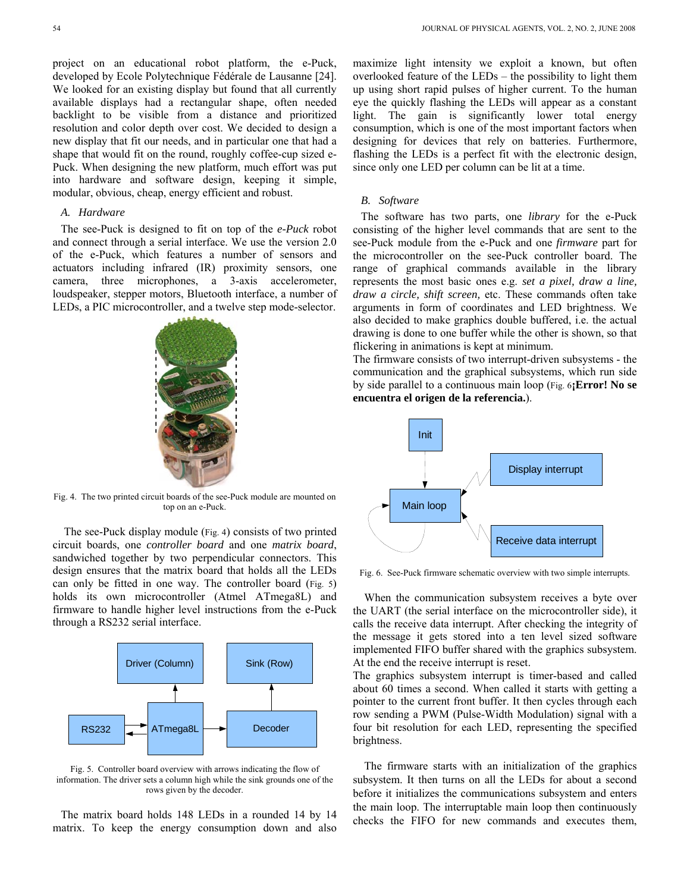project on an educational robot platform, the e-Puck, developed by Ecole Polytechnique Fédérale de Lausanne [24]. We looked for an existing display but found that all currently available displays had a rectangular shape, often needed backlight to be visible from a distance and prioritized resolution and color depth over cost. We decided to design a new display that fit our needs, and in particular one that had a shape that would fit on the round, roughly coffee-cup sized e-Puck. When designing the new platform, much effort was put into hardware and software design, keeping it simple, modular, obvious, cheap, energy efficient and robust.

### *A. Hardware*

The see-Puck is designed to fit on top of the *e-Puck* robot and connect through a serial interface. We use the version 2.0 of the e-Puck, which features a number of sensors and actuators including infrared (IR) proximity sensors, one camera, three microphones, a 3-axis accelerometer, loudspeaker, stepper motors, Bluetooth interface, a number of LEDs, a PIC microcontroller, and a twelve step mode-selector.

Fig. 4. The two printed circuit boards of the see-Puck module are mounted on top on an e-Puck.

The see-Puck display module (Fig. 4) consists of two printed circuit boards, one *controller board* and one *matrix board*, sandwiched together by two perpendicular connectors. This design ensures that the matrix board that holds all the LEDs can only be fitted in one way. The controller board (Fig. 5) holds its own microcontroller (Atmel ATmega8L) and firmware to handle higher level instructions from the e-Puck through a RS232 serial interface.

Fig. 5. Controller board overview with arrows indicating the flow of information. The driver sets a column high while the sink grounds one of the rows given by the decoder.

The matrix board holds 148 LEDs in a rounded 14 by 14 matrix. To keep the energy consumption down and also maximize light intensity we exploit a known, but often overlooked feature of the LEDs – the possibility to light them up using short rapid pulses of higher current. To the human eye the quickly flashing the LEDs will appear as a constant light. The gain is significantly lower total energy consumption, which is one of the most important factors when designing for devices that rely on batteries. Furthermore, flashing the LEDs is a perfect fit with the electronic design, since only one LED per column can be lit at a time.

### *B. Software*

The software has two parts, one *library* for the e-Puck consisting of the higher level commands that are sent to the see-Puck module from the e-Puck and one *firmware* part for the microcontroller on the see-Puck controller board. The range of graphical commands available in the library represents the most basic ones e.g. *set a pixel, draw a line, draw a circle, shift screen,* etc. These commands often take arguments in form of coordinates and LED brightness. We also decided to make graphics double buffered, i.e. the actual drawing is done to one buffer while the other is shown, so that flickering in animations is kept at minimum.

The firmware consists of two interrupt-driven subsystems - the communication and the graphical subsystems, which run side by side parallel to a continuous main loop (Fig. 6**¡Error! No se encuentra el origen de la referencia.**).

Fig. 6. See-Puck firmware schematic overview with two simple interrupts.

When the communication subsystem receives a byte over the UART (the serial interface on the microcontroller side), it calls the receive data interrupt. After checking the integrity of the message it gets stored into a ten level sized software implemented FIFO buffer shared with the graphics subsystem. At the end the receive interrupt is reset.

The graphics subsystem interrupt is timer-based and called about 60 times a second. When called it starts with getting a pointer to the current front buffer. It then cycles through each row sending a PWM (Pulse-Width Modulation) signal with a four bit resolution for each LED, representing the specified brightness.

The firmware starts with an initialization of the graphics subsystem. It then turns on all the LEDs for about a second before it initializes the communications subsystem and enters the main loop. The interruptable main loop then continuously checks the FIFO for new commands and executes them,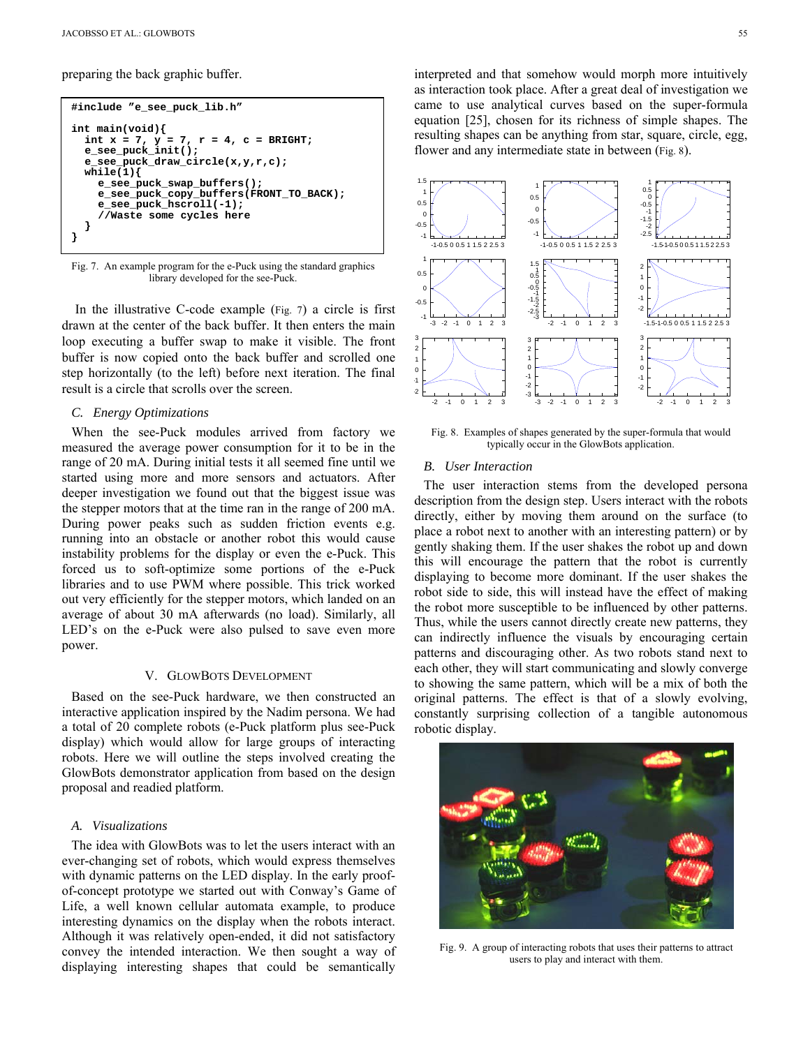preparing the back graphic buffer.

```
#include "e_see_puck_lib.h"

int main(void){
  int x = 7, y = 7, r = 4, c = BRIGHT;
  e_see_puck_init();
  e_see_puck_draw_circle(x,y,r,c);
  while(1){
    e_see_puck_swap_buffers();
    e_see_puck_copy_buffers(FRONT_TO_BACK);
    e_see_puck_hscroll(-1);
    //Waste some cycles here
  }
}
```

Fig. 7. An example program for the e-Puck using the standard graphics library developed for the see-Puck.

In the illustrative C-code example (Fig. 7) a circle is first drawn at the center of the back buffer. It then enters the main loop executing a buffer swap to make it visible. The front buffer is now copied onto the back buffer and scrolled one step horizontally (to the left) before next iteration. The final result is a circle that scrolls over the screen.

### C. Energy Optimizations

When the see-Puck modules arrived from factory we measured the average power consumption for it to be in the range of 20 mA. During initial tests it all seemed fine until we started using more and more sensors and actuators. After deeper investigation we found out that the biggest issue was the stepper motors that at the time ran in the range of 200 mA. During power peaks such as sudden friction events e.g. running into an obstacle or another robot this would cause instability problems for the display or even the e-Puck. This forced us to soft-optimize some portions of the e-Puck libraries and to use PWM where possible. This trick worked out very efficiently for the stepper motors, which landed on an average of about 30 mA afterwards (no load). Similarly, all LED's on the e-Puck were also pulsed to save even more power.

## V. GlowBots Development

Based on the see-Puck hardware, we then constructed an interactive application inspired by the Nadim persona. We had a total of 20 complete robots (e-Puck platform plus see-Puck display) which would allow for large groups of interacting robots. Here we will outline the steps involved creating the GlowBots demonstrator application from based on the design proposal and readied platform.

### A. Visualizations

The idea with GlowBots was to let the users interact with an ever-changing set of robots, which would express themselves with dynamic patterns on the LED display. In the early proof-of-concept prototype we started out with Conway's Game of Life, a well known cellular automata example, to produce interesting dynamics on the display when the robots interact. Although it was relatively open-ended, it did not satisfactory convey the intended interaction. We then sought a way of displaying interesting shapes that could be semantically interpreted and that somehow would morph more intuitively as interaction took place. After a great deal of investigation we came to use analytical curves based on the super-formula equation [25], chosen for its richness of simple shapes. The resulting shapes can be anything from star, square, circle, egg, flower and any intermediate state in between (Fig. 8).

Fig. 8. Examples of shapes generated by the super-formula that would typically occur in the GlowBots application.

### B. User Interaction

The user interaction stems from the developed persona description from the design step. Users interact with the robots directly, either by moving them around on the surface (to place a robot next to another with an interesting pattern) or by gently shaking them. If the user shakes the robot up and down this will encourage the pattern that the robot is currently displaying to become more dominant. If the user shakes the robot side to side, this will instead have the effect of making the robot more susceptible to be influenced by other patterns. Thus, while the users cannot directly create new patterns, they can indirectly influence the visuals by encouraging certain patterns and discouraging other. As two robots stand next to each other, they will start communicating and slowly converge to showing the same pattern, which will be a mix of both the original patterns. The effect is that of a slowly evolving, constantly surprising collection of a tangible autonomous robotic display.

Fig. 9. A group of interacting robots that uses their patterns to attract users to play and interact with them.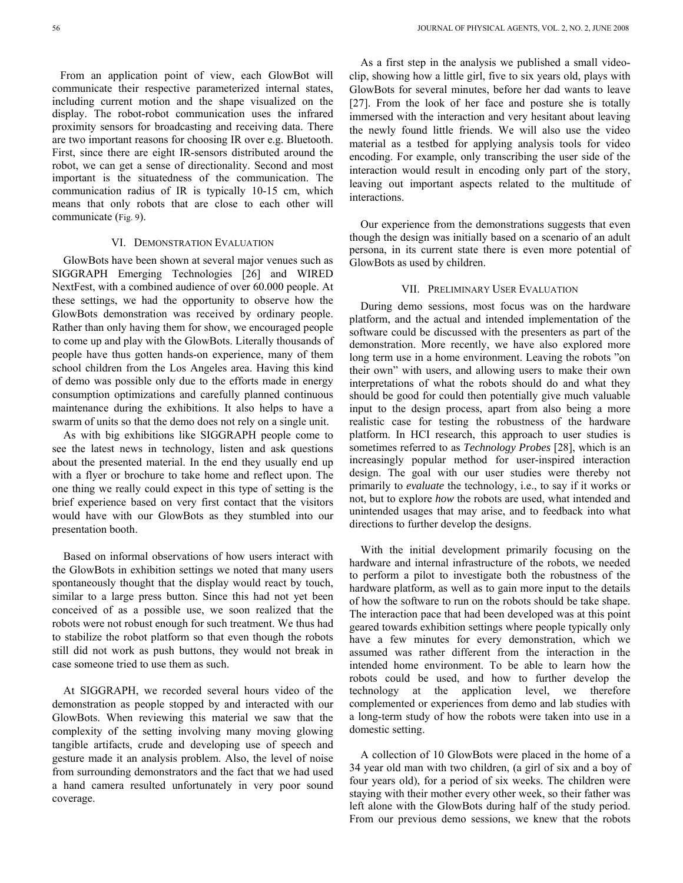From an application point of view, each GlowBot will communicate their respective parameterized internal states, including current motion and the shape visualized on the display. The robot-robot communication uses the infrared proximity sensors for broadcasting and receiving data. There are two important reasons for choosing IR over e.g. Bluetooth. First, since there are eight IR-sensors distributed around the robot, we can get a sense of directionality. Second and most important is the situatedness of the communication. The communication radius of IR is typically 10-15 cm, which means that only robots that are close to each other will communicate (Fig. 9).

## VI. Demonstration Evaluation

GlowBots have been shown at several major venues such as SIGGRAPH Emerging Technologies [26] and WIRED NextFest, with a combined audience of over 60.000 people. At these settings, we had the opportunity to observe how the GlowBots demonstration was received by ordinary people. Rather than only having them for show, we encouraged people to come up and play with the GlowBots. Literally thousands of people have thus gotten hands-on experience, many of them school children from the Los Angeles area. Having this kind of demo was possible only due to the efforts made in energy consumption optimizations and carefully planned continuous maintenance during the exhibitions. It also helps to have a swarm of units so that the demo does not rely on a single unit.

As with big exhibitions like SIGGRAPH people come to see the latest news in technology, listen and ask questions about the presented material. In the end they usually end up with a flyer or brochure to take home and reflect upon. The one thing we really could expect in this type of setting is the brief experience based on very first contact that the visitors would have with our GlowBots as they stumbled into our presentation booth.

Based on informal observations of how users interact with the GlowBots in exhibition settings we noted that many users spontaneously thought that the display would react by touch, similar to a large press button. Since this had not yet been conceived of as a possible use, we soon realized that the robots were not robust enough for such treatment. We thus had to stabilize the robot platform so that even though the robots still did not work as push buttons, they would not break in case someone tried to use them as such.

At SIGGRAPH, we recorded several hours video of the demonstration as people stopped by and interacted with our GlowBots. When reviewing this material we saw that the complexity of the setting involving many moving glowing tangible artifacts, crude and developing use of speech and gesture made it an analysis problem. Also, the level of noise from surrounding demonstrators and the fact that we had used a hand camera resulted unfortunately in very poor sound coverage.

As a first step in the analysis we published a small video-clip, showing how a little girl, five to six years old, plays with GlowBots for several minutes, before her dad wants to leave [27]. From the look of her face and posture she is totally immersed with the interaction and very hesitant about leaving the newly found little friends. We will also use the video material as a testbed for applying analysis tools for video encoding. For example, only transcribing the user side of the interaction would result in encoding only part of the story, leaving out important aspects related to the multitude of interactions.

Our experience from the demonstrations suggests that even though the design was initially based on a scenario of an adult persona, in its current state there is even more potential of GlowBots as used by children.

## VII. Preliminary User Evaluation

During demo sessions, most focus was on the hardware platform, and the actual and intended implementation of the software could be discussed with the presenters as part of the demonstration. More recently, we have also explored more long term use in a home environment. Leaving the robots "on their own" with users, and allowing users to make their own interpretations of what the robots should do and what they should be good for could then potentially give much valuable input to the design process, apart from also being a more realistic case for testing the robustness of the hardware platform. In HCI research, this approach to user studies is sometimes referred to as *Technology Probes* [28], which is an increasingly popular method for user-inspired interaction design. The goal with our user studies were thereby not primarily to *evaluate* the technology, i.e., to say if it works or not, but to explore *how* the robots are used, what intended and unintended usages that may arise, and to feedback into what directions to further develop the designs.

With the initial development primarily focusing on the hardware and internal infrastructure of the robots, we needed to perform a pilot to investigate both the robustness of the hardware platform, as well as to gain more input to the details of how the software to run on the robots should be take shape. The interaction pace that had been developed was at this point geared towards exhibition settings where people typically only have a few minutes for every demonstration, which we assumed was rather different from the interaction in the intended home environment. To be able to learn how the robots could be used, and how to further develop the technology at the application level, we therefore complemented or experiences from demo and lab studies with a long-term study of how the robots were taken into use in a domestic setting.

A collection of 10 GlowBots were placed in the home of a 34 year old man with two children, (a girl of six and a boy of four years old), for a period of six weeks. The children were staying with their mother every other week, so their father was left alone with the GlowBots during half of the study period. From our previous demo sessions, we knew that the robots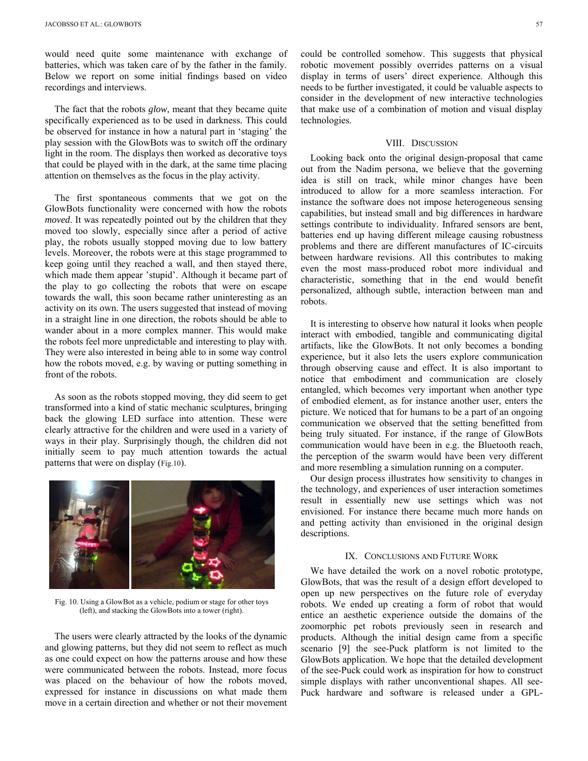would need quite some maintenance with exchange of batteries, which was taken care of by the father in the family. Below we report on some initial findings based on video recordings and interviews.

The fact that the robots *glow*, meant that they became quite specifically experienced as to be used in darkness. This could be observed for instance in how a natural part in 'staging' the play session with the GlowBots was to switch off the ordinary light in the room. The displays then worked as decorative toys that could be played with in the dark, at the same time placing attention on themselves as the focus in the play activity.

The first spontaneous comments that we got on the GlowBots functionality were concerned with how the robots *moved*. It was repeatedly pointed out by the children that they moved too slowly, especially since after a period of active play, the robots usually stopped moving due to low battery levels. Moreover, the robots were at this stage programmed to keep going until they reached a wall, and then stayed there, which made them appear 'stupid'. Although it became part of the play to go collecting the robots that were on escape towards the wall, this soon became rather uninteresting as an activity on its own. The users suggested that instead of moving in a straight line in one direction, the robots should be able to wander about in a more complex manner. This would make the robots feel more unpredictable and interesting to play with. They were also interested in being able to in some way control how the robots moved, e.g. by waving or putting something in front of the robots.

As soon as the robots stopped moving, they did seem to get transformed into a kind of static mechanic sculptures, bringing back the glowing LED surface into attention. These were clearly attractive for the children and were used in a variety of ways in their play. Surprisingly though, the children did not initially seem to pay much attention towards the actual patterns that were on display (Fig.10).

Fig. 10. Using a GlowBot as a vehicle, podium or stage for other toys (left), and stacking the GlowBots into a tower (right).

The users were clearly attracted by the looks of the dynamic and glowing patterns, but they did not seem to reflect as much as one could expect on how the patterns arouse and how these were communicated between the robots. Instead, more focus was placed on the behaviour of how the robots moved, expressed for instance in discussions on what made them move in a certain direction and whether or not their movement could be controlled somehow. This suggests that physical robotic movement possibly overrides patterns on a visual display in terms of users' direct experience. Although this needs to be further investigated, it could be valuable aspects to consider in the development of new interactive technologies that make use of a combination of motion and visual display technologies.

## VIII. Discussion

Looking back onto the original design-proposal that came out from the Nadim persona, we believe that the governing idea is still on track, while minor changes have been introduced to allow for a more seamless interaction. For instance the software does not impose heterogeneous sensing capabilities, but instead small and big differences in hardware settings contribute to individuality. Infrared sensors are bent, batteries end up having different mileage causing robustness problems and there are different manufactures of IC-circuits between hardware revisions. All this contributes to making even the most mass-produced robot more individual and characteristic, something that in the end would benefit personalized, although subtle, interaction between man and robots.

It is interesting to observe how natural it looks when people interact with embodied, tangible and communicating digital artifacts, like the GlowBots. It not only becomes a bonding experience, but it also lets the users explore communication through observing cause and effect. It is also important to notice that embodiment and communication are closely entangled, which becomes very important when another type of embodied element, as for instance another user, enters the picture. We noticed that for humans to be a part of an ongoing communication we observed that the setting benefitted from being truly situated. For instance, if the range of GlowBots communication would have been in e.g. the Bluetooth reach, the perception of the swarm would have been very different and more resembling a simulation running on a computer.

Our design process illustrates how sensitivity to changes in the technology, and experiences of user interaction sometimes result in essentially new use settings which was not envisioned. For instance there became much more hands on and petting activity than envisioned in the original design descriptions.

## IX. Conclusions and Future Work

We have detailed the work on a novel robotic prototype, GlowBots, that was the result of a design effort developed to open up new perspectives on the future role of everyday robots. We ended up creating a form of robot that would entice an aesthetic experience outside the domains of the zoomorphic pet robots previously seen in research and products. Although the initial design came from a specific scenario [9] the see-Puck platform is not limited to the GlowBots application. We hope that the detailed development of the see-Puck could work as inspiration for how to construct simple displays with rather unconventional shapes. All see-Puck hardware and software is released under a GPL-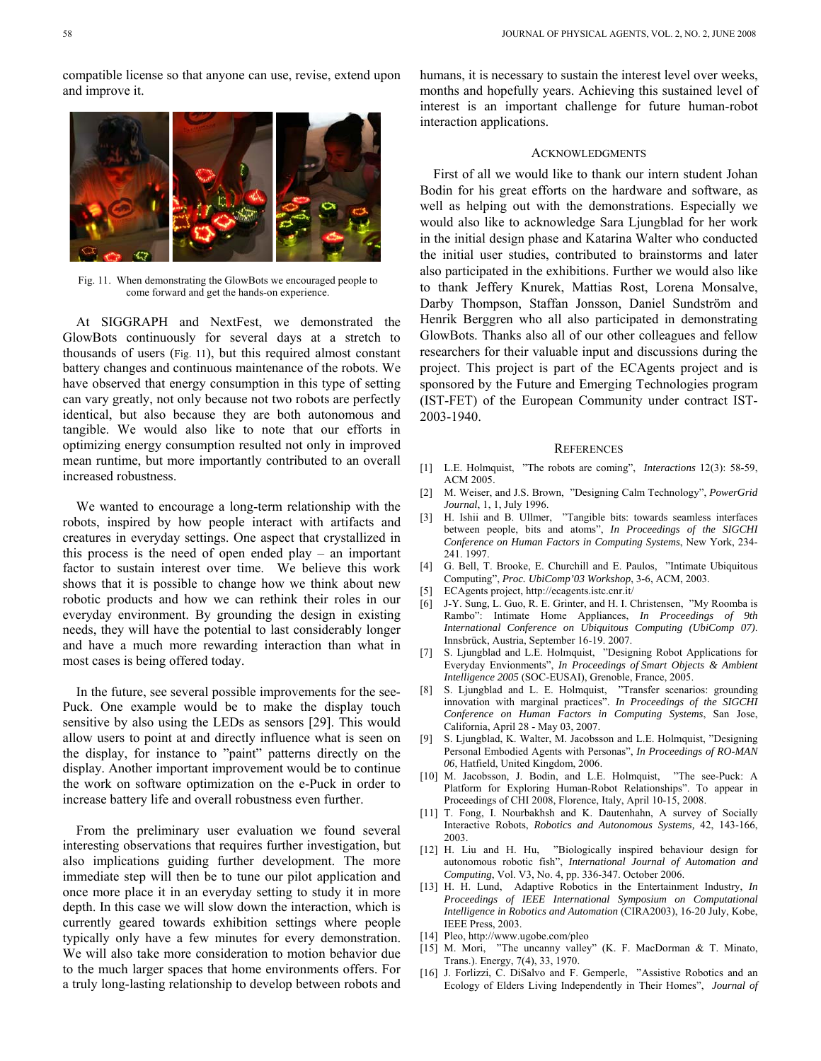compatible license so that anyone can use, revise, extend upon and improve it.

Fig. 11. When demonstrating the GlowBots we encouraged people to come forward and get the hands-on experience.

At SIGGRAPH and NextFest, we demonstrated the GlowBots continuously for several days at a stretch to thousands of users (Fig. 11), but this required almost constant battery changes and continuous maintenance of the robots. We have observed that energy consumption in this type of setting can vary greatly, not only because not two robots are perfectly identical, but also because they are both autonomous and tangible. We would also like to note that our efforts in optimizing energy consumption resulted not only in improved mean runtime, but more importantly contributed to an overall increased robustness.

We wanted to encourage a long-term relationship with the robots, inspired by how people interact with artifacts and creatures in everyday settings. One aspect that crystallized in this process is the need of open ended play – an important factor to sustain interest over time. We believe this work shows that it is possible to change how we think about new robotic products and how we can rethink their roles in our everyday environment. By grounding the design in existing needs, they will have the potential to last considerably longer and have a much more rewarding interaction than what in most cases is being offered today.

In the future, see several possible improvements for the see-Puck. One example would be to make the display touch sensitive by also using the LEDs as sensors [29]. This would allow users to point at and directly influence what is seen on the display, for instance to "paint" patterns directly on the display. Another important improvement would be to continue the work on software optimization on the e-Puck in order to increase battery life and overall robustness even further.

From the preliminary user evaluation we found several interesting observations that requires further investigation, but also implications guiding further development. The more immediate step will then be to tune our pilot application and once more place it in an everyday setting to study it in more depth. In this case we will slow down the interaction, which is currently geared towards exhibition settings where people typically only have a few minutes for every demonstration. We will also take more consideration to motion behavior due to the much larger spaces that home environments offers. For a truly long-lasting relationship to develop between robots and humans, it is necessary to sustain the interest level over weeks, months and hopefully years. Achieving this sustained level of interest is an important challenge for future human-robot interaction applications.

## Acknowledgments

First of all we would like to thank our intern student Johan Bodin for his great efforts on the hardware and software, as well as helping out with the demonstrations. Especially we would also like to acknowledge Sara Ljungblad for her work in the initial design phase and Katarina Walter who conducted the initial user studies, contributed to brainstorms and later also participated in the exhibitions. Further we would also like to thank Jeffery Knurek, Mattias Rost, Lorena Monsalve, Darby Thompson, Staffan Jonsson, Daniel Sundström and Henrik Berggren who all also participated in demonstrating GlowBots. Thanks also all of our other colleagues and fellow researchers for their valuable input and discussions during the project. This project is part of the ECAgents project and is sponsored by the Future and Emerging Technologies program (IST-FET) of the European Community under contract IST-2003-1940.

## References

[1] L.E. Holmquist, "The robots are coming", *Interactions* 12(3): 58-59, ACM 2005.

[2] M. Weiser, and J.S. Brown, "Designing Calm Technology", *PowerGrid Journal*, 1, 1, July 1996.

[3] H. Ishii and B. Ullmer, "Tangible bits: towards seamless interfaces between people, bits and atoms", *In Proceedings of the SIGCHI Conference on Human Factors in Computing Systems*, New York, 234-241. 1997.

[4] G. Bell, T. Brooke, E. Churchill and E. Paulos, "Intimate Ubiquitous Computing", *Proc. UbiComp'03 Workshop*, 3-6, ACM, 2003.

[5] ECAgents project, http://ecagents.istc.cnr.it/

[6] J-Y. Sung, L. Guo, R. E. Grinter, and H. I. Christensen, "My Roomba is Rambo": Intimate Home Appliances, *In Proceedings of 9th International Conference on Ubiquitous Computing (UbiComp 07)*. Innsbrück, Austria, September 16-19. 2007.

[7] S. Ljungblad and L.E. Holmquist, "Designing Robot Applications for Everyday Envionments", *In Proceedings of Smart Objects & Ambient Intelligence 2005* (SOC-EUSAI), Grenoble, France, 2005.

[8] S. Ljungblad and L. E. Holmquist, "Transfer scenarios: grounding innovation with marginal practices". *In Proceedings of the SIGCHI Conference on Human Factors in Computing Systems*, San Jose, California, April 28 - May 03, 2007.

[9] S. Ljungblad, K. Walter, M. Jacobsson and L.E. Holmquist, "Designing Personal Embodied Agents with Personas", *In Proceedings of RO-MAN 06*, Hatfield, United Kingdom, 2006.

[10] M. Jacobsson, J. Bodin, and L.E. Holmquist, "The see-Puck: A Platform for Exploring Human-Robot Relationships". To appear in Proceedings of CHI 2008, Florence, Italy, April 10-15, 2008.

[11] T. Fong, I. Nourbakhsh and K. Dautenhahn, A survey of Socially Interactive Robots, *Robotics and Autonomous Systems,* 42, 143-166, 2003.

[12] H. Liu and H. Hu, "Biologically inspired behaviour design for autonomous robotic fish", *International Journal of Automation and Computing*, Vol. V3, No. 4, pp. 336-347. October 2006.

[13] H. H. Lund, Adaptive Robotics in the Entertainment Industry, *In Proceedings of IEEE International Symposium on Computational Intelligence in Robotics and Automation* (CIRA2003), 16-20 July, Kobe, IEEE Press, 2003.

[14] Pleo, http://www.ugobe.com/pleo

[15] M. Mori, "The uncanny valley" (K. F. MacDorman & T. Minato, Trans.). Energy, 7(4), 33, 1970.

[16] J. Forlizzi, C. DiSalvo and F. Gemperle, "Assistive Robotics and an Ecology of Elders Living Independently in Their Homes", *Journal of*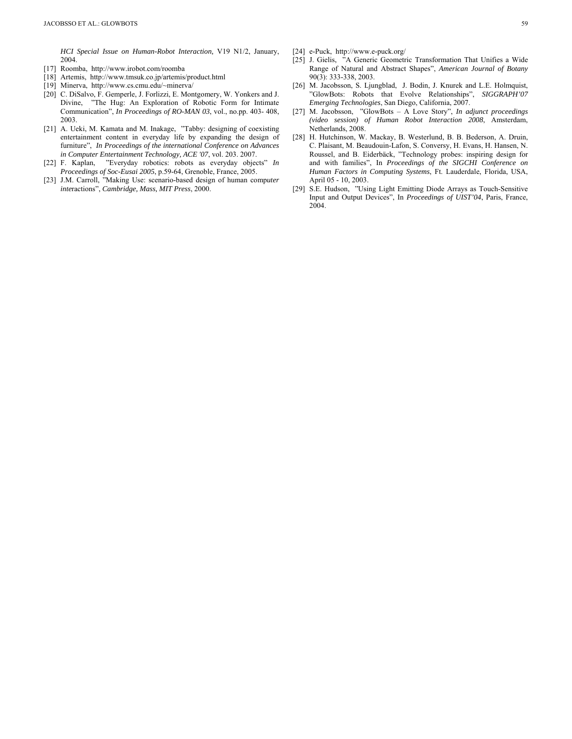*HCI Special Issue on Human-Robot Interaction,* V19 N1/2, January, 2004.

[17] Roomba, http://www.irobot.com/roomba

[18] Artemis, http://www.tmsuk.co.jp/artemis/product.html

[19] Minerva, http://www.cs.cmu.edu/~minerva/

[20] C. DiSalvo, F. Gemperle, J. Forlizzi, E. Montgomery, W. Yonkers and J. Divine, "The Hug: An Exploration of Robotic Form for Intimate Communication", *In Proceedings of RO-MAN 03*, vol., no.pp. 403- 408, 2003.

[21] A. Ueki, M. Kamata and M. Inakage, "Tabby: designing of coexisting entertainment content in everyday life by expanding the design of furniture", *In Proceedings of the international Conference on Advances in Computer Entertainment Technology, ACE '07*, vol. 203. 2007.

[22] F. Kaplan, "Everyday robotics: robots as everyday objects" *In Proceedings of Soc-Eusai 2005*, p.59-64, Grenoble, France, 2005.

[23] J.M. Carroll, "Making Use: scenario-based design of human computer interactions", *Cambridge, Mass, MIT Press*, 2000.

[24] e-Puck, http://www.e-puck.org/

[25] J. Gielis, "A Generic Geometric Transformation That Unifies a Wide Range of Natural and Abstract Shapes", *American Journal of Botany* 90(3): 333-338, 2003.

[26] M. Jacobsson, S. Ljungblad, J. Bodin, J. Knurek and L.E. Holmquist, "GlowBots: Robots that Evolve Relationships", *SIGGRAPH'07 Emerging Technologies*, San Diego, California, 2007.

[27] M. Jacobsson, "GlowBots – A Love Story", *In adjunct proceedings (video session) of Human Robot Interaction 2008*, Amsterdam, Netherlands, 2008.

[28] H. Hutchinson, W. Mackay, B. Westerlund, B. B. Bederson, A. Druin, C. Plaisant, M. Beaudouin-Lafon, S. Conversy, H. Evans, H. Hansen, N. Roussel, and B. Eiderbäck, "Technology probes: inspiring design for and with families", In *Proceedings of the SIGCHI Conference on Human Factors in Computing Systems*, Ft. Lauderdale, Florida, USA, April 05 - 10, 2003.

[29] S.E. Hudson, "Using Light Emitting Diode Arrays as Touch-Sensitive Input and Output Devices", In *Proceedings of UIST'04*, Paris, France, 2004.